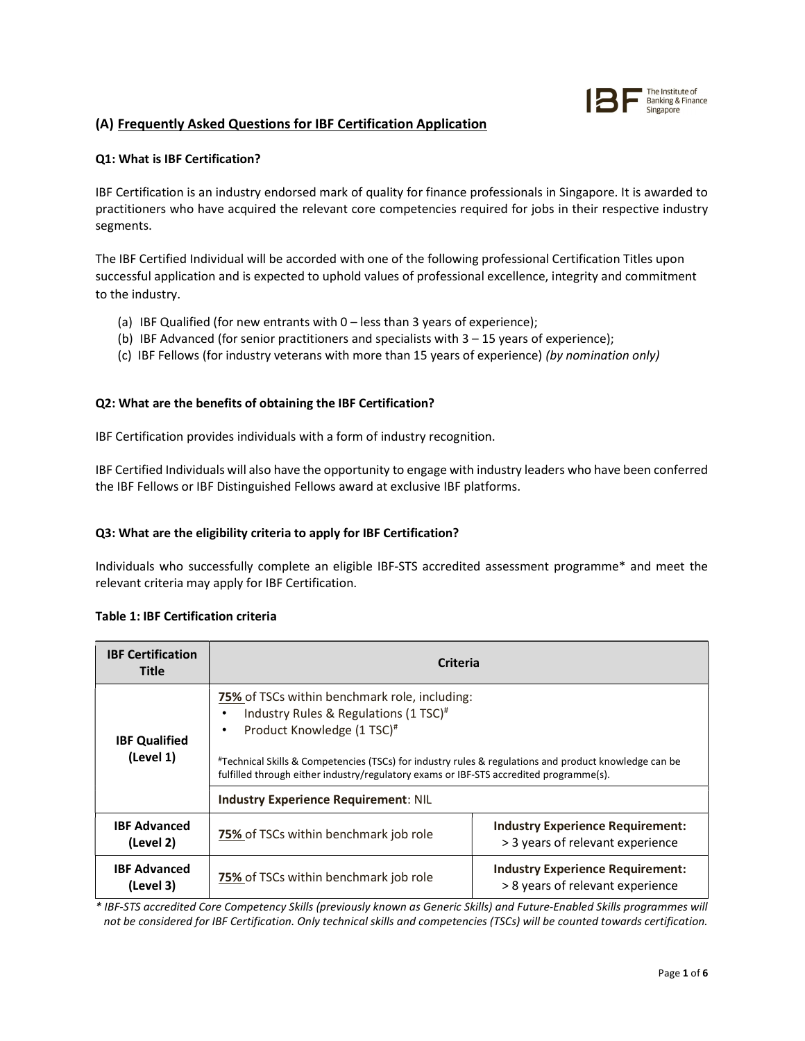## (A) Frequently Asked Questions for IBF Certification Application

**Q1: What is IBF Certification?**

IBF Certification is an industry endorsed mark of quality for finance professionals in Singapore. It is awarded to practitioners who have acquired the relevant core competencies required for jobs in their respective industry segments.

The IBF Certified Individual will be accorded with one of the following professional Certification Titles upon successful application and is expected to uphold values of professional excellence, integrity and commitment to the industry.

(a) IBF Qualified (for new entrants with 0 – less than 3 years of experience);
(b) IBF Advanced (for senior practitioners and specialists with 3 – 15 years of experience);
(c) IBF Fellows (for industry veterans with more than 15 years of experience) *(by nomination only)*

**Q2: What are the benefits of obtaining the IBF Certification?**

IBF Certification provides individuals with a form of industry recognition.

IBF Certified Individuals will also have the opportunity to engage with industry leaders who have been conferred the IBF Fellows or IBF Distinguished Fellows award at exclusive IBF platforms.

**Q3: What are the eligibility criteria to apply for IBF Certification?**

Individuals who successfully complete an eligible IBF-STS accredited assessment programme* and meet the relevant criteria may apply for IBF Certification.

**Table 1: IBF Certification criteria**

| IBF Certification Title | Criteria | |
|---|---|---|
| IBF Qualified (Level 1) | **75%** of TSCs within benchmark role, including:<br>• Industry Rules & Regulations (1 TSC)#<br>• Product Knowledge (1 TSC)#<br><br>#Technical Skills & Competencies (TSCs) for industry rules & regulations and product knowledge can be fulfilled through either industry/regulatory exams or IBF-STS accredited programme(s). | |
| | **Industry Experience Requirement**: NIL | |
| IBF Advanced (Level 2) | **75%** of TSCs within benchmark job role | **Industry Experience Requirement:** > 3 years of relevant experience |
| IBF Advanced (Level 3) | **75%** of TSCs within benchmark job role | **Industry Experience Requirement:** > 8 years of relevant experience |

*\* IBF-STS accredited Core Competency Skills (previously known as Generic Skills) and Future-Enabled Skills programmes will not be considered for IBF Certification. Only technical skills and competencies (TSCs) will be counted towards certification.*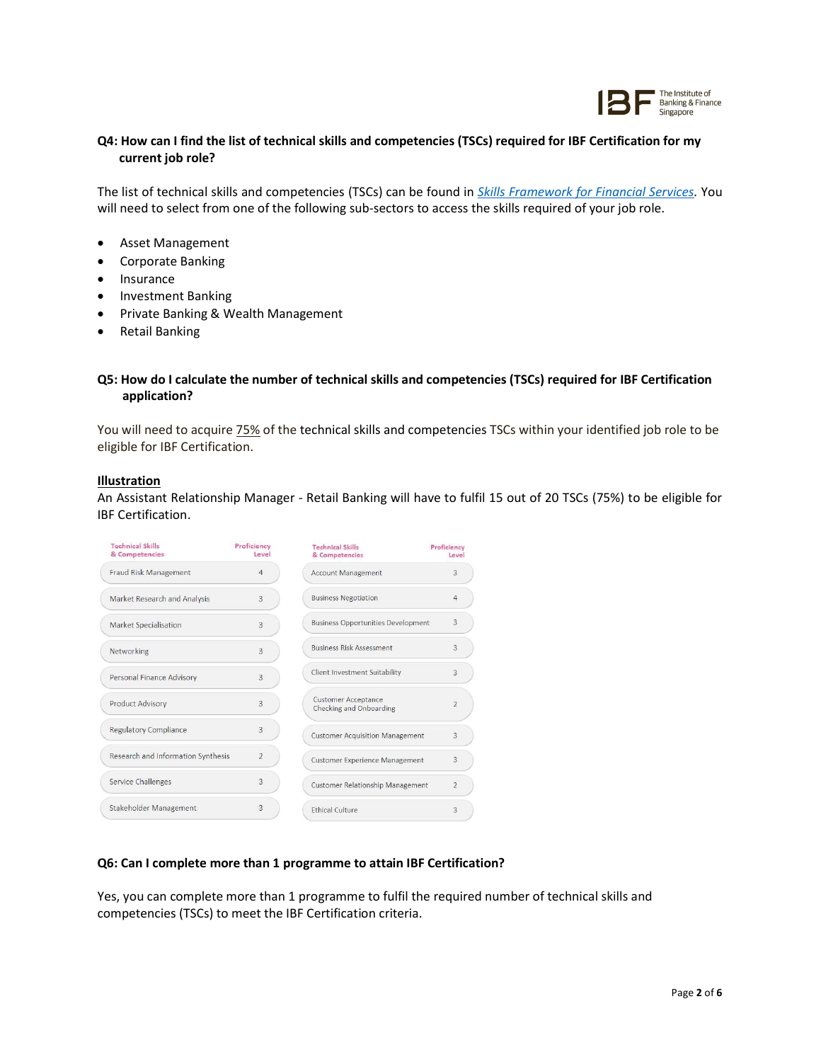**Q4: How can I find the list of technical skills and competencies (TSCs) required for IBF Certification for my current job role?**

The list of technical skills and competencies (TSCs) can be found in [*Skills Framework for Financial Services*](). You will need to select from one of the following sub-sectors to access the skills required of your job role.

- Asset Management
- Corporate Banking
- Insurance
- Investment Banking
- Private Banking & Wealth Management
- Retail Banking

**Q5: How do I calculate the number of technical skills and competencies (TSCs) required for IBF Certification application?**

You will need to acquire 75% of the technical skills and competencies TSCs within your identified job role to be eligible for IBF Certification.

**Illustration**

An Assistant Relationship Manager - Retail Banking will have to fulfil 15 out of 20 TSCs (75%) to be eligible for IBF Certification.

| Technical Skills & Competencies | Proficiency Level |
|---|---|
| Fraud Risk Management | 4 |
| Market Research and Analysis | 3 |
| Market Specialisation | 3 |
| Networking | 3 |
| Personal Finance Advisory | 3 |
| Product Advisory | 3 |
| Regulatory Compliance | 3 |
| Research and Information Synthesis | 2 |
| Service Challenges | 3 |
| Stakeholder Management | 3 |

| Technical Skills & Competencies | Proficiency Level |
|---|---|
| Account Management | 3 |
| Business Negotiation | 4 |
| Business Opportunities Development | 3 |
| Business Risk Assessment | 3 |
| Client Investment Suitability | 3 |
| Customer Acceptance Checking and Onboarding | 2 |
| Customer Acquisition Management | 3 |
| Customer Experience Management | 3 |
| Customer Relationship Management | 2 |
| Ethical Culture | 3 |

**Q6: Can I complete more than 1 programme to attain IBF Certification?**

Yes, you can complete more than 1 programme to fulfil the required number of technical skills and competencies (TSCs) to meet the IBF Certification criteria.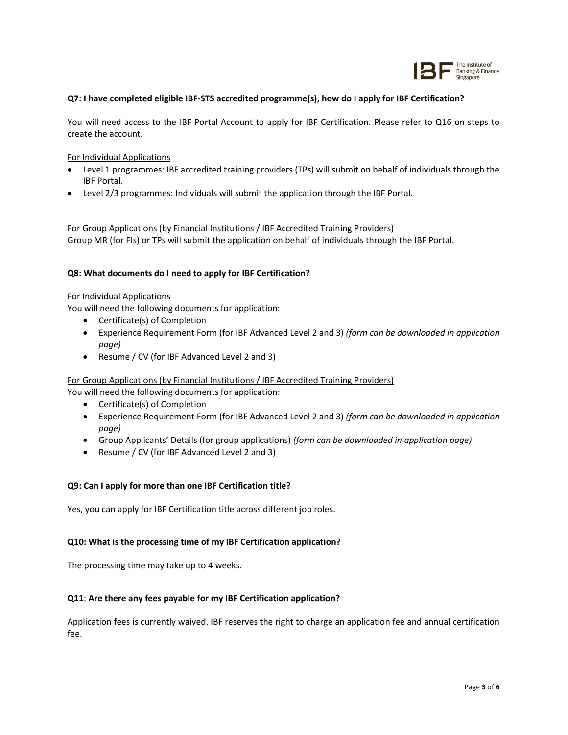**Q7: I have completed eligible IBF-STS accredited programme(s), how do I apply for IBF Certification?**

You will need access to the IBF Portal Account to apply for IBF Certification. Please refer to Q16 on steps to create the account.

<u>For Individual Applications</u>

- Level 1 programmes: IBF accredited training providers (TPs) will submit on behalf of individuals through the IBF Portal.
- Level 2/3 programmes: Individuals will submit the application through the IBF Portal.

<u>For Group Applications (by Financial Institutions / IBF Accredited Training Providers)</u>

Group MR (for FIs) or TPs will submit the application on behalf of individuals through the IBF Portal.

**Q8: What documents do I need to apply for IBF Certification?**

<u>For Individual Applications</u>

You will need the following documents for application:

- Certificate(s) of Completion
- Experience Requirement Form (for IBF Advanced Level 2 and 3) *(form can be downloaded in application page)*
- Resume / CV (for IBF Advanced Level 2 and 3)

<u>For Group Applications (by Financial Institutions / IBF Accredited Training Providers)</u>

You will need the following documents for application:

- Certificate(s) of Completion
- Experience Requirement Form (for IBF Advanced Level 2 and 3) *(form can be downloaded in application page)*
- Group Applicants' Details (for group applications) *(form can be downloaded in application page)*
- Resume / CV (for IBF Advanced Level 2 and 3)

**Q9: Can I apply for more than one IBF Certification title?**

Yes, you can apply for IBF Certification title across different job roles.

**Q10: What is the processing time of my IBF Certification application?**

The processing time may take up to 4 weeks.

**Q11**: **Are there any fees payable for my IBF Certification application?**

Application fees is currently waived. IBF reserves the right to charge an application fee and annual certification fee.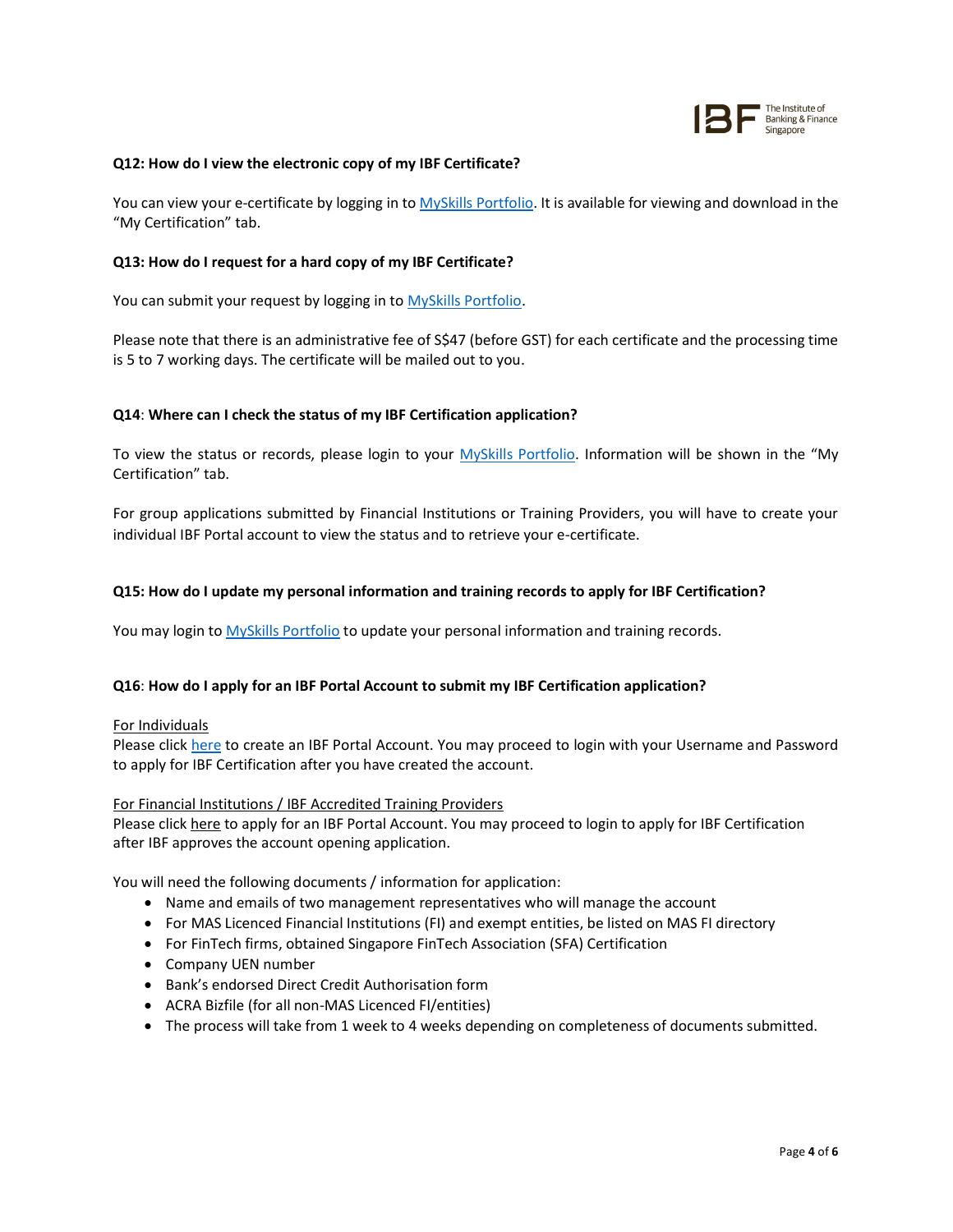**Q12: How do I view the electronic copy of my IBF Certificate?**

You can view your e-certificate by logging in to MySkills Portfolio. It is available for viewing and download in the "My Certification" tab.

**Q13: How do I request for a hard copy of my IBF Certificate?**

You can submit your request by logging in to MySkills Portfolio.

Please note that there is an administrative fee of S$47 (before GST) for each certificate and the processing time is 5 to 7 working days. The certificate will be mailed out to you.

**Q14: Where can I check the status of my IBF Certification application?**

To view the status or records, please login to your MySkills Portfolio. Information will be shown in the "My Certification" tab.

For group applications submitted by Financial Institutions or Training Providers, you will have to create your individual IBF Portal account to view the status and to retrieve your e-certificate.

**Q15: How do I update my personal information and training records to apply for IBF Certification?**

You may login to MySkills Portfolio to update your personal information and training records.

**Q16: How do I apply for an IBF Portal Account to submit my IBF Certification application?**

For Individuals

Please click here to create an IBF Portal Account. You may proceed to login with your Username and Password to apply for IBF Certification after you have created the account.

For Financial Institutions / IBF Accredited Training Providers

Please click here to apply for an IBF Portal Account. You may proceed to login to apply for IBF Certification after IBF approves the account opening application.

You will need the following documents / information for application:

- Name and emails of two management representatives who will manage the account
- For MAS Licenced Financial Institutions (FI) and exempt entities, be listed on MAS FI directory
- For FinTech firms, obtained Singapore FinTech Association (SFA) Certification
- Company UEN number
- Bank's endorsed Direct Credit Authorisation form
- ACRA Bizfile (for all non-MAS Licenced FI/entities)
- The process will take from 1 week to 4 weeks depending on completeness of documents submitted.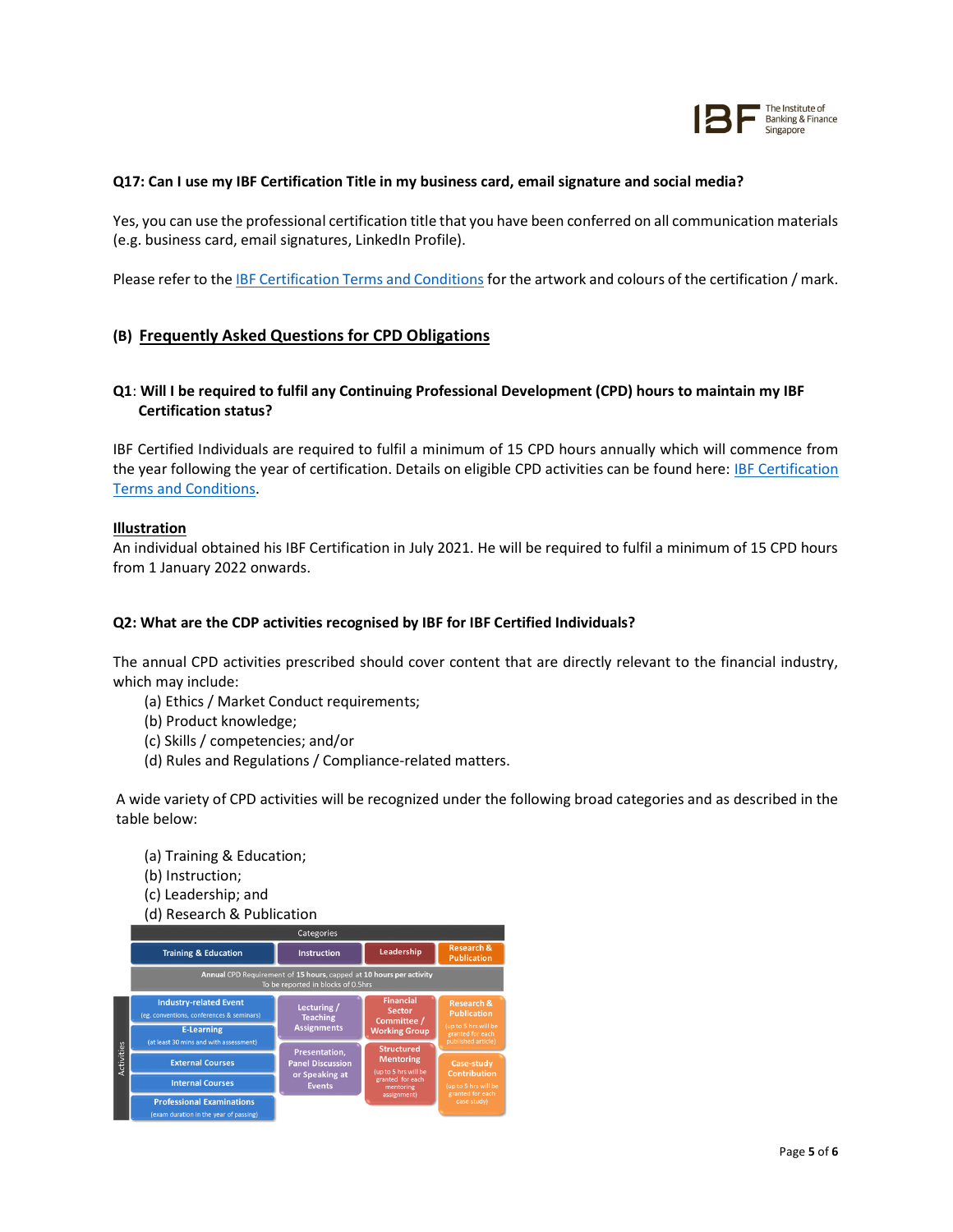**Q17: Can I use my IBF Certification Title in my business card, email signature and social media?**

Yes, you can use the professional certification title that you have been conferred on all communication materials (e.g. business card, email signatures, LinkedIn Profile).

Please refer to the IBF Certification Terms and Conditions for the artwork and colours of the certification / mark.

## (B) Frequently Asked Questions for CPD Obligations

**Q1: Will I be required to fulfil any Continuing Professional Development (CPD) hours to maintain my IBF Certification status?**

IBF Certified Individuals are required to fulfil a minimum of 15 CPD hours annually which will commence from the year following the year of certification. Details on eligible CPD activities can be found here: IBF Certification Terms and Conditions.

**Illustration**

An individual obtained his IBF Certification in July 2021. He will be required to fulfil a minimum of 15 CPD hours from 1 January 2022 onwards.

**Q2: What are the CDP activities recognised by IBF for IBF Certified Individuals?**

The annual CPD activities prescribed should cover content that are directly relevant to the financial industry, which may include:

(a) Ethics / Market Conduct requirements;
(b) Product knowledge;
(c) Skills / competencies; and/or
(d) Rules and Regulations / Compliance-related matters.

A wide variety of CPD activities will be recognized under the following broad categories and as described in the table below:

(a) Training & Education;
(b) Instruction;
(c) Leadership; and
(d) Research & Publication

| Categories | Training & Education | Instruction | Leadership | Research & Publication |
|---|---|---|---|---|
| | **Annual** CPD Requirement of **15 hours**, capped at **10 hours per activity**. To be reported in blocks of 0.5hrs | | | |
| Activities | Industry-related Event (eg. conventions, conferences & seminars) | Lecturing / Teaching Assignments | Financial Sector Committee / Working Group | Research & Publication (up to 5 hrs will be granted for each published article) |
| | E-Learning (at least 30 mins and with assessment) | Presentation, Panel Discussion or Speaking at Events | Structured Mentoring (up to 5 hrs will be granted for each mentoring assignment) | Case-study Contribution (up to 5 hrs will be granted for each case study) |
| | External Courses | | | |
| | Internal Courses | | | |
| | Professional Examinations (exam duration in the year of passing) | | | |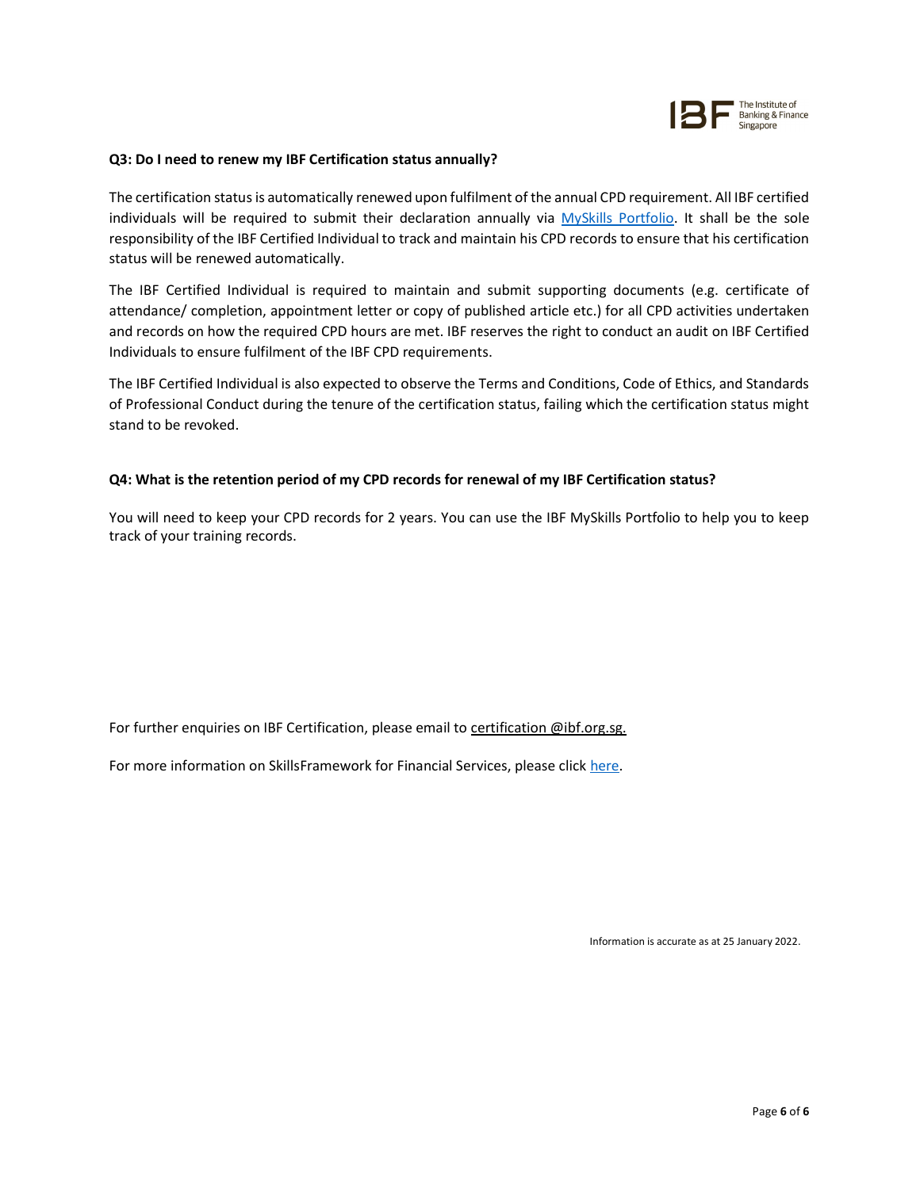**Q3: Do I need to renew my IBF Certification status annually?**

The certification status is automatically renewed upon fulfilment of the annual CPD requirement. All IBF certified individuals will be required to submit their declaration annually via MySkills Portfolio. It shall be the sole responsibility of the IBF Certified Individual to track and maintain his CPD records to ensure that his certification status will be renewed automatically.

The IBF Certified Individual is required to maintain and submit supporting documents (e.g. certificate of attendance/ completion, appointment letter or copy of published article etc.) for all CPD activities undertaken and records on how the required CPD hours are met. IBF reserves the right to conduct an audit on IBF Certified Individuals to ensure fulfilment of the IBF CPD requirements.

The IBF Certified Individual is also expected to observe the Terms and Conditions, Code of Ethics, and Standards of Professional Conduct during the tenure of the certification status, failing which the certification status might stand to be revoked.

**Q4: What is the retention period of my CPD records for renewal of my IBF Certification status?**

You will need to keep your CPD records for 2 years. You can use the IBF MySkills Portfolio to help you to keep track of your training records.

For further enquiries on IBF Certification, please email to certification @ibf.org.sg.

For more information on SkillsFramework for Financial Services, please click here.

Information is accurate as at 25 January 2022.